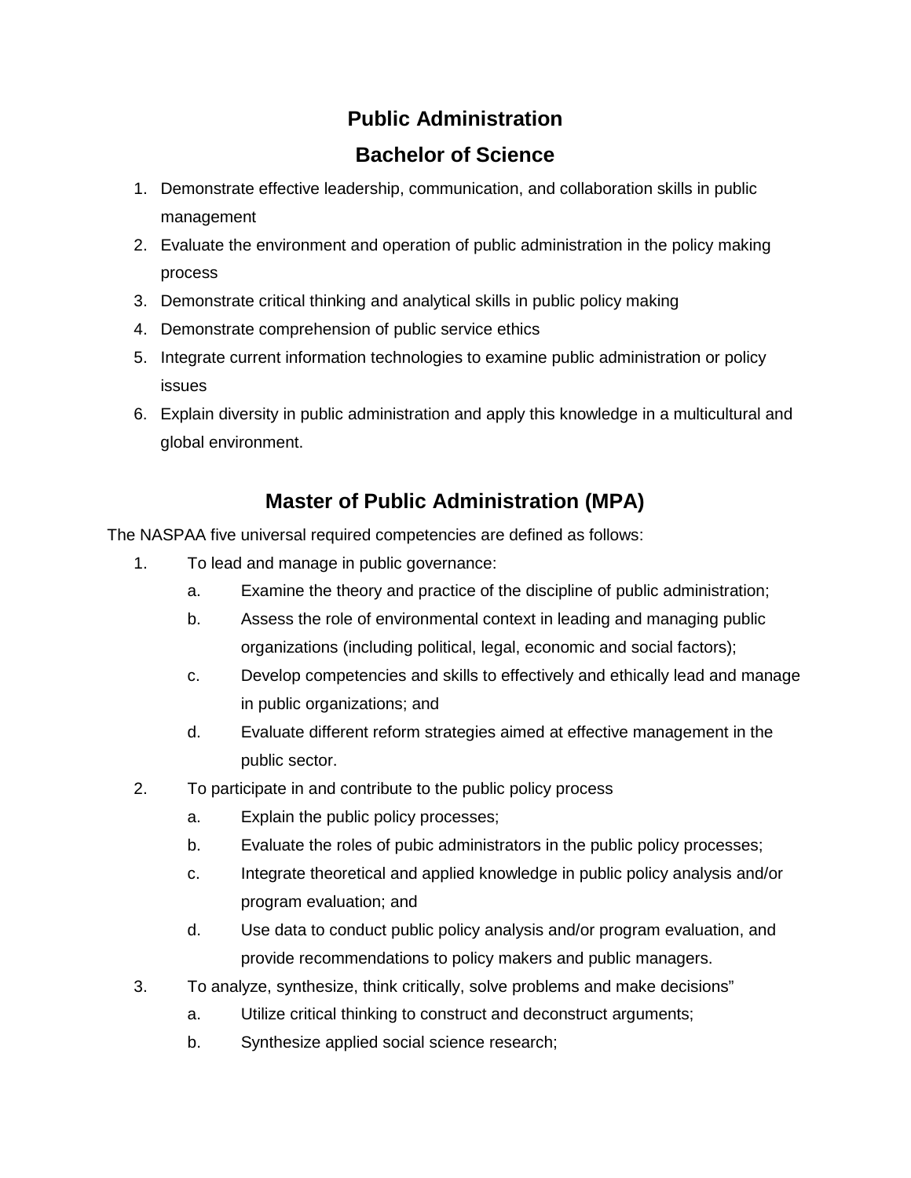# Public Administration

## Bachelor of Science

1. Demonstrate effective leadership, communication, and collaboration skills in public management
2. Evaluate the environment and operation of public administration in the policy making process
3. Demonstrate critical thinking and analytical skills in public policy making
4. Demonstrate comprehension of public service ethics
5. Integrate current information technologies to examine public administration or policy issues
6. Explain diversity in public administration and apply this knowledge in a multicultural and global environment.

## Master of Public Administration (MPA)

The NASPAA five universal required competencies are defined as follows:

1. To lead and manage in public governance:
   a. Examine the theory and practice of the discipline of public administration;
   b. Assess the role of environmental context in leading and managing public organizations (including political, legal, economic and social factors);
   c. Develop competencies and skills to effectively and ethically lead and manage in public organizations; and
   d. Evaluate different reform strategies aimed at effective management in the public sector.
2. To participate in and contribute to the public policy process
   a. Explain the public policy processes;
   b. Evaluate the roles of pubic administrators in the public policy processes;
   c. Integrate theoretical and applied knowledge in public policy analysis and/or program evaluation; and
   d. Use data to conduct public policy analysis and/or program evaluation, and provide recommendations to policy makers and public managers.
3. To analyze, synthesize, think critically, solve problems and make decisions"
   a. Utilize critical thinking to construct and deconstruct arguments;
   b. Synthesize applied social science research;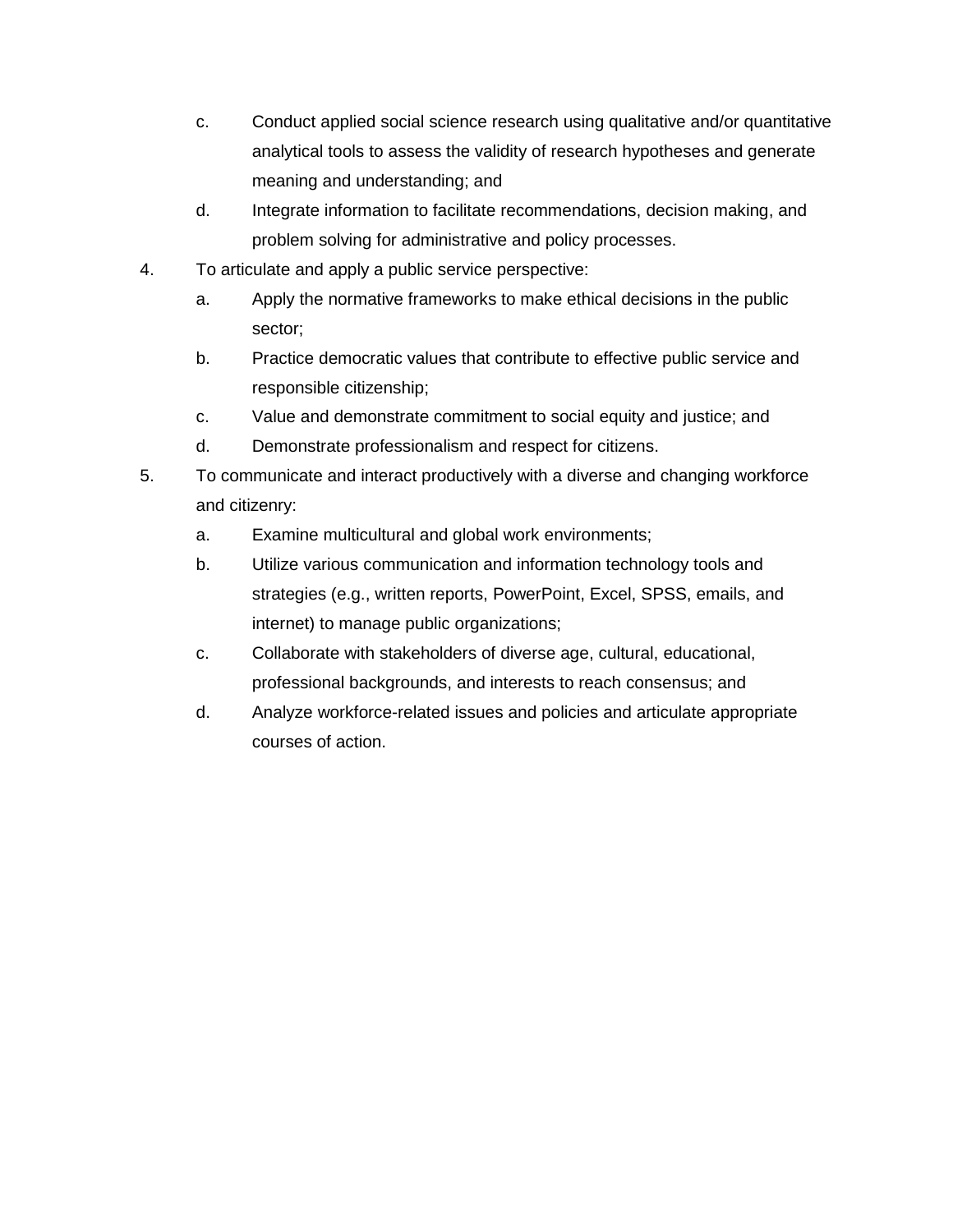c. Conduct applied social science research using qualitative and/or quantitative analytical tools to assess the validity of research hypotheses and generate meaning and understanding; and
   d. Integrate information to facilitate recommendations, decision making, and problem solving for administrative and policy processes.

4. To articulate and apply a public service perspective:
   a. Apply the normative frameworks to make ethical decisions in the public sector;
   b. Practice democratic values that contribute to effective public service and responsible citizenship;
   c. Value and demonstrate commitment to social equity and justice; and
   d. Demonstrate professionalism and respect for citizens.

5. To communicate and interact productively with a diverse and changing workforce and citizenry:
   a. Examine multicultural and global work environments;
   b. Utilize various communication and information technology tools and strategies (e.g., written reports, PowerPoint, Excel, SPSS, emails, and internet) to manage public organizations;
   c. Collaborate with stakeholders of diverse age, cultural, educational, professional backgrounds, and interests to reach consensus; and
   d. Analyze workforce-related issues and policies and articulate appropriate courses of action.